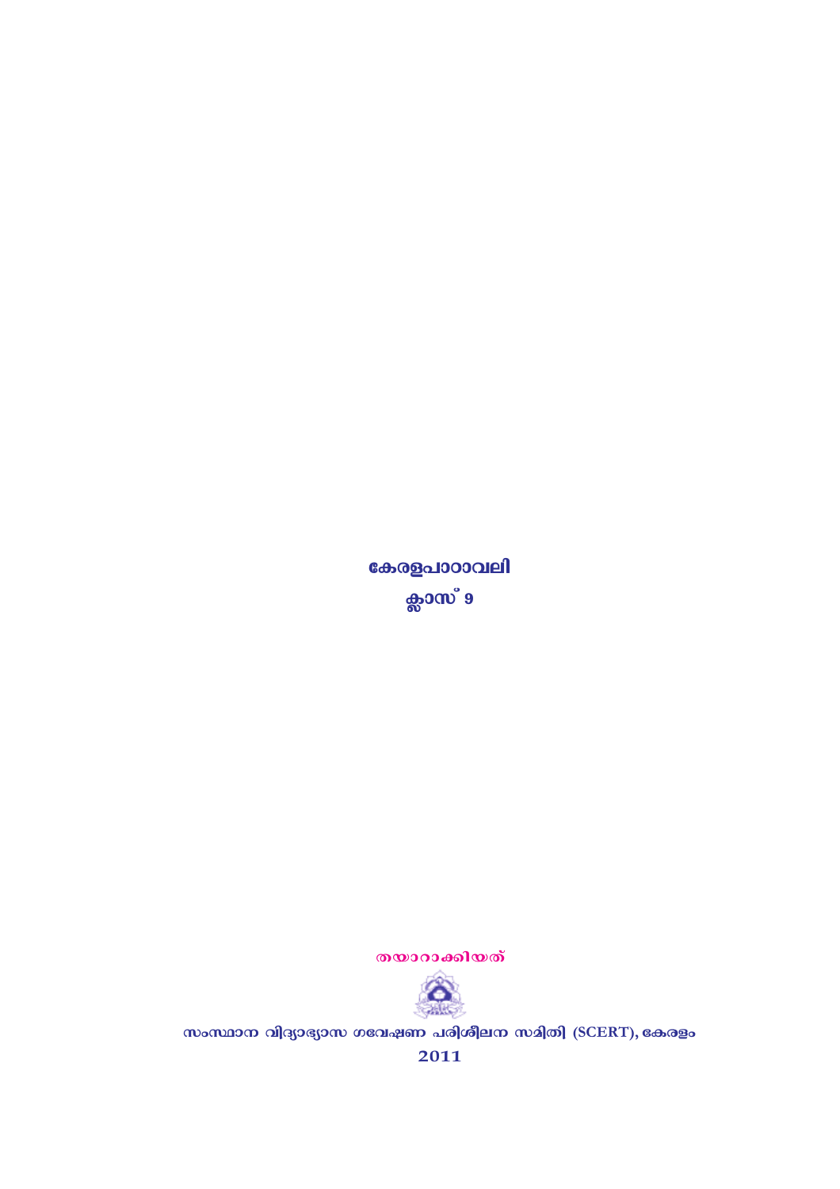# കേരളപാഠാവലി

## ക്ലാസ് 9

തയാറാക്കിയത്

സംസ്ഥാന വിദ്യാഭ്യാസ ഗവേഷണ പരിശീലന സമിതി (SCERT), കേരളം

2011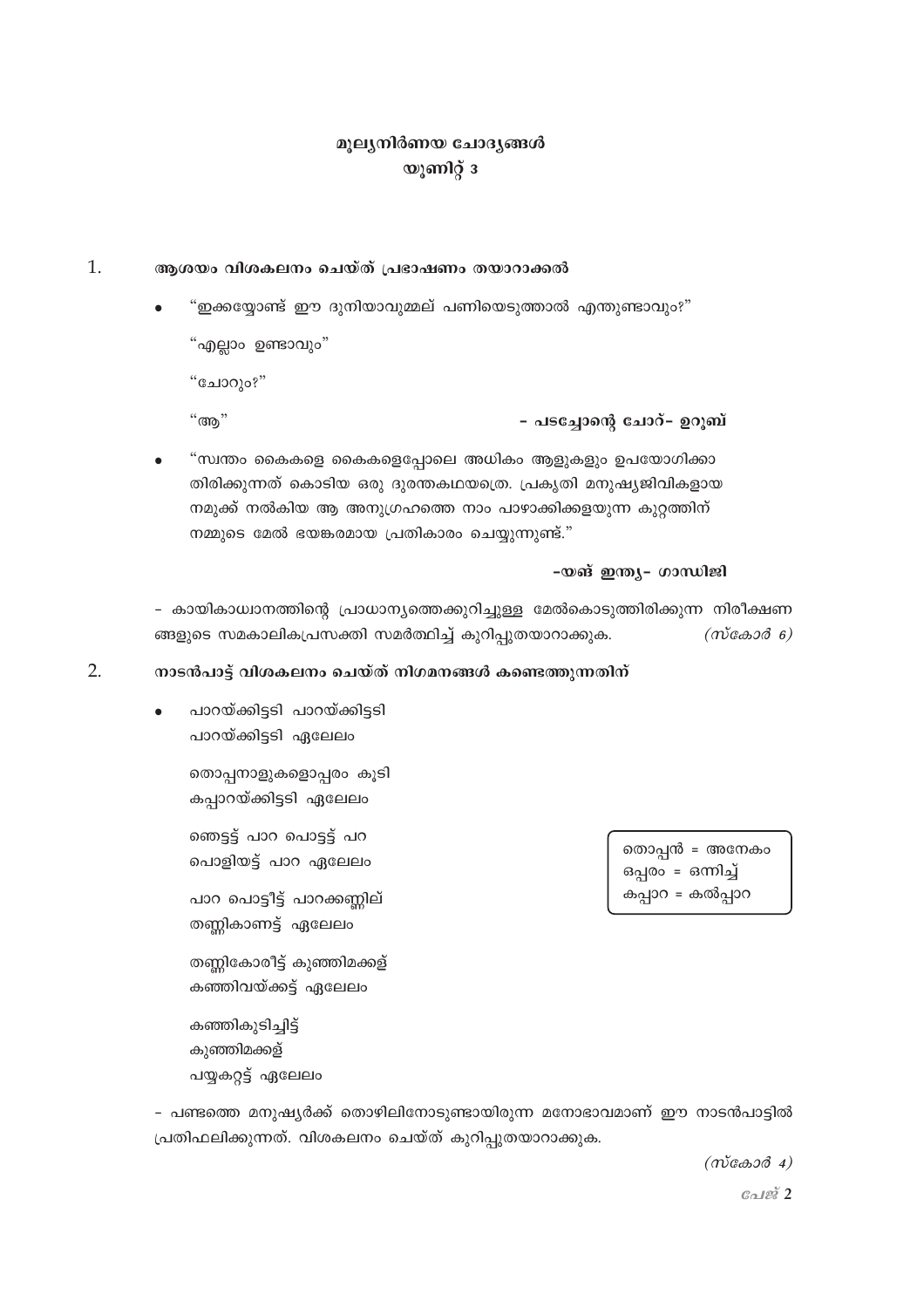# മൂല്യനിർണയ ചോദ്യങ്ങൾ
## യൂണിറ്റ് 3

1. **ആശയം വിശകലനം ചെയ്ത് പ്രഭാഷണം തയാറാക്കൽ**

- "ഇക്കയ്യോണ്ട് ഈ ദുനിയാവുമ്മല് പണിയെടുത്താൽ എന്തുണ്ടാവും?"

  "എല്ലാം ഉണ്ടാവും"

  "ചോറും?"

  "ആ"

  **- പടച്ചോന്റെ ചോറ് - ഉറൂബ്**

- "സ്വന്തം കൈകളെ കൈകളെപ്പോലെ അധികം ആളുകളും ഉപയോഗിക്കാതിരിക്കുന്നത് കൊടിയ ഒരു ദുരന്തകഥയത്രെ. പ്രകൃതി മനുഷ്യജീവികളായ നമുക്ക് നൽകിയ ആ അനുഗ്രഹത്തെ നാം പാഴാക്കിക്കളയുന്ന കുറ്റത്തിന് നമ്മുടെ മേൽ ഭയങ്കരമായ പ്രതികാരം ചെയ്യുന്നുണ്ട്."

  **-യങ് ഇന്ത്യ - ഗാന്ധിജി**

- കായികാധ്വാനത്തിന്റെ പ്രാധാന്യത്തെക്കുറിച്ചുള്ള മേൽകൊടുത്തിരിക്കുന്ന നിരീക്ഷണങ്ങളുടെ സമകാലികപ്രസക്തി സമർത്ഥിച്ച് കുറിപ്പുതയാറാക്കുക. *(സ്കോർ 6)*

2. **നാടൻപാട്ട് വിശകലനം ചെയ്ത് നിഗമനങ്ങൾ കണ്ടെത്തുന്നതിന്**

- പാറയ്ക്കിട്ടടി പാറയ്ക്കിട്ടടി
  പാറയ്ക്കിട്ടടി ഏലേലം

  തൊപ്പനാളുകളൊപ്പരം കൂടി
  കപ്പാറയ്ക്കിട്ടടി ഏലേലം

  ഞെട്ടട്ട് പാറ പൊട്ടട്ട് പറ
  പൊളിയട്ട് പാറ ഏലേലം

  പാറ പൊട്ടീട്ട് പാറക്കണ്ണില്
  തണ്ണികാണട്ട് ഏലേലം

  തണ്ണികോരീട്ട് കുഞ്ഞിമക്കള്
  കഞ്ഞിവയ്ക്കട്ട് ഏലേലം

  കഞ്ഞികുടിച്ചിട്ട്
  കുഞ്ഞിമക്കള്
  പയ്യകറ്റട്ട് ഏലേലം

> തൊപ്പൻ = അനേകം
> ഒപ്പരം = ഒന്നിച്ച്
> കപ്പാറ = കൽപ്പാറ

- പണ്ടത്തെ മനുഷ്യർക്ക് തൊഴിലിനോടുണ്ടായിരുന്ന മനോഭാവമാണ് ഈ നാടൻപാട്ടിൽ പ്രതിഫലിക്കുന്നത്. വിശകലനം ചെയ്ത് കുറിപ്പുതയാറാക്കുക.

*(സ്കോർ 4)*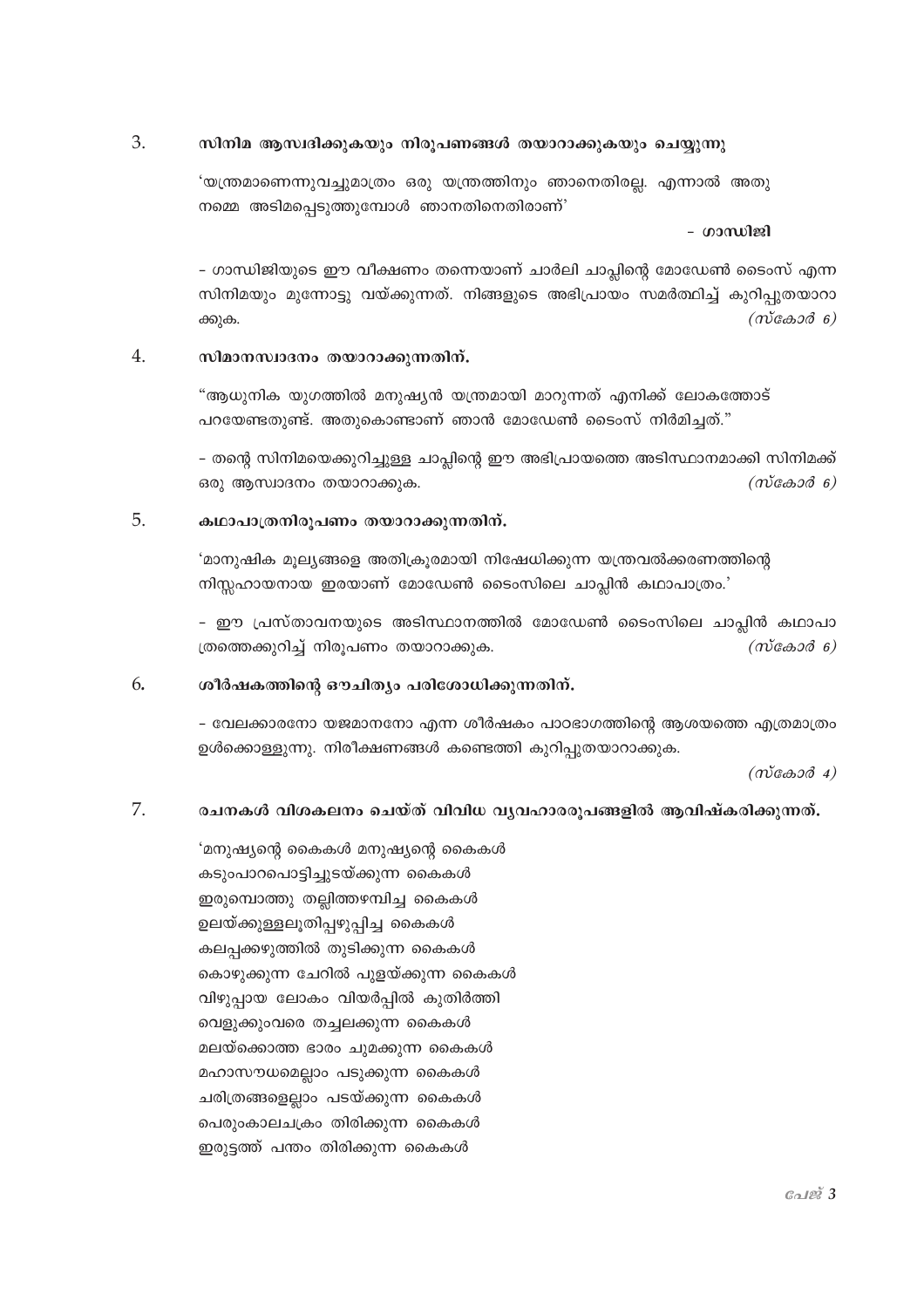3. **സിനിമ ആസ്വദിക്കുകയും നിരൂപണങ്ങൾ തയാറാക്കുകയും ചെയ്യുന്നു**

   'യന്ത്രമാണെന്നുവച്ചുമാത്രം ഒരു യന്ത്രത്തിനും ഞാനെതിരല്ല. എന്നാൽ അതു നമ്മെ അടിമപ്പെടുത്തുമ്പോൾ ഞാനതിനെതിരാണ്'

   **- ഗാന്ധിജി**

   - ഗാന്ധിജിയുടെ ഈ വീക്ഷണം തന്നെയാണ് ചാർലി ചാപ്ലിന്റെ മോഡേൺ ടൈംസ് എന്ന സിനിമയും മുന്നോട്ടു വയ്ക്കുന്നത്. നിങ്ങളുടെ അഭിപ്രായം സമർത്ഥിച്ച് കുറിപ്പുതയാറാക്കുക. *(സ്കോർ 6)*

4. **സിമാനസ്വാദനം തയാറാക്കുന്നതിന്.**

   "ആധുനിക യുഗത്തിൽ മനുഷ്യൻ യന്ത്രമായി മാറുന്നത് എനിക്ക് ലോകത്തോട് പറയേണ്ടതുണ്ട്. അതുകൊണ്ടാണ് ഞാൻ മോഡേൺ ടൈംസ് നിർമിച്ചത്."

   - തന്റെ സിനിമയെക്കുറിച്ചുള്ള ചാപ്ലിന്റെ ഈ അഭിപ്രായത്തെ അടിസ്ഥാനമാക്കി സിനിമക്ക് ഒരു ആസ്വാദനം തയാറാക്കുക. *(സ്കോർ 6)*

5. **കഥാപാത്രനിരൂപണം തയാറാക്കുന്നതിന്.**

   'മാനുഷിക മൂല്യങ്ങളെ അതിക്രൂരമായി നിഷേധിക്കുന്ന യന്ത്രവൽക്കരണത്തിന്റെ നിസ്സഹായനായ ഇരയാണ് മോഡേൺ ടൈംസിലെ ചാപ്ലിൻ കഥാപാത്രം.'

   - ഈ പ്രസ്താവനയുടെ അടിസ്ഥാനത്തിൽ മോഡേൺ ടൈംസിലെ ചാപ്ലിൻ കഥാപാത്രത്തെക്കുറിച്ച് നിരൂപണം തയാറാക്കുക. *(സ്കോർ 6)*

6. **ശീർഷകത്തിന്റെ ഔചിത്യം പരിശോധിക്കുന്നതിന്.**

   - വേലക്കാരനോ യജമാനനോ എന്ന ശീർഷകം പാഠഭാഗത്തിന്റെ ആശയത്തെ എത്രമാത്രം ഉൾക്കൊള്ളുന്നു. നിരീക്ഷണങ്ങൾ കണ്ടെത്തി കുറിപ്പുതയാറാക്കുക.

   *(സ്കോർ 4)*

7. **രചനകൾ വിശകലനം ചെയ്ത് വിവിധ വ്യവഹാരരൂപങ്ങളിൽ ആവിഷ്കരിക്കുന്നത്.**

   'മനുഷ്യന്റെ കൈകൾ മനുഷ്യന്റെ കൈകൾ
   കടുംപാറപൊട്ടിച്ചുടയ്ക്കുന്ന കൈകൾ
   ഇരുമ്പൊത്തു തല്ലിത്തഴമ്പിച്ച കൈകൾ
   ഉലയ്ക്കുള്ളലൂതിപ്പഴുപ്പിച്ച കൈകൾ
   കലപ്പക്കഴുത്തിൽ തുടിക്കുന്ന കൈകൾ
   കൊഴുക്കുന്ന ചേറിൽ പുളയ്ക്കുന്ന കൈകൾ
   വിഴുപ്പായ ലോകം വിയർപ്പിൽ കുതിർത്തി
   വെളുക്കുംവരെ തച്ചലക്കുന്ന കൈകൾ
   മലയ്ക്കൊത്ത ഭാരം ചുമക്കുന്ന കൈകൾ
   മഹാസൗധമെല്ലാം പടുക്കുന്ന കൈകൾ
   ചരിത്രങ്ങളെല്ലാം പടയ്ക്കുന്ന കൈകൾ
   പെരുംകാലചക്രം തിരിക്കുന്ന കൈകൾ
   ഇരുട്ടത്ത് പന്തം തിരിക്കുന്ന കൈകൾ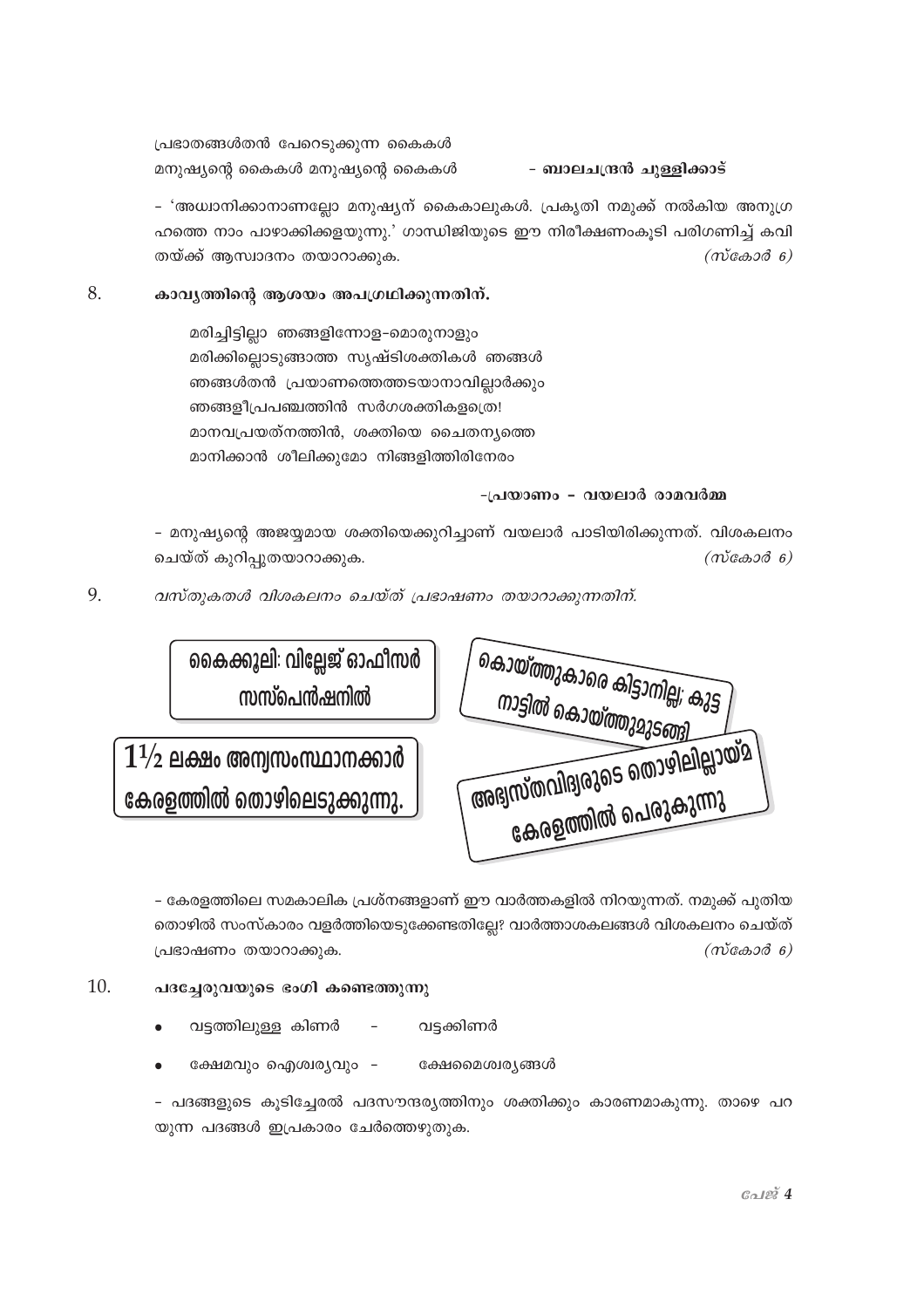പ്രഭാതങ്ങൾതൻ പേരെടുക്കുന്ന കൈകൾ
മനുഷ്യന്റെ കൈകൾ മനുഷ്യന്റെ കൈകൾ **- ബാലചന്ദ്രൻ ചുള്ളിക്കാട്**

- 'അധ്വാനിക്കാനാണല്ലോ മനുഷ്യന് കൈകാലുകൾ. പ്രകൃതി നമുക്ക് നൽകിയ അനുഗ്രഹത്തെ നാം പാഴാക്കിക്കളയുന്നു.' ഗാന്ധിജിയുടെ ഈ നിരീക്ഷണംകൂടി പരിഗണിച്ച് കവിതയ്ക്ക് ആസ്വാദനം തയാറാക്കുക. *(സ്കോർ 6)*

8. **കാവ്യത്തിന്റെ ആശയം അപഗ്രഥിക്കുന്നതിന്.**

   മരിച്ചിട്ടില്ലാ ഞങ്ങളിന്നോള–മൊരുനാളും
   മരിക്കില്ലൊടുങ്ങാത്ത സൃഷ്ടിശക്തികൾ ഞങ്ങൾ
   ഞങ്ങൾതൻ പ്രയാണത്തെത്തടയാനാവില്ലാർക്കും
   ഞങ്ങളീപ്രപഞ്ചത്തിൻ സർഗശക്തികളത്രെ!
   മാനവപ്രയത്നത്തിൻ, ശക്തിയെ ചൈതന്യത്തെ
   മാനിക്കാൻ ശീലിക്കുമോ നിങ്ങളിത്തിരിനേരം

   **-പ്രയാണം - വയലാർ രാമവർമ്മ**

   - മനുഷ്യന്റെ അജയ്യമായ ശക്തിയെക്കുറിച്ചാണ് വയലാർ പാടിയിരിക്കുന്നത്. വിശകലനം ചെയ്ത് കുറിപ്പുതയാറാക്കുക. *(സ്കോർ 6)*

9. *വസ്തുതകൾ വിശകലനം ചെയ്ത് പ്രഭാഷണം തയാറാക്കുന്നതിന്.*

   **കൈക്കൂലി: വില്ലേജ് ഓഫീസർ സസ്പെൻഷനിൽ**

   **കൊയ്ത്തുകാരെ കിട്ടാനില്ല; കുട്ട നാട്ടിൽ കൊയ്ത്തുമുടങ്ങി**

   **$1\frac{1}{2}$ ലക്ഷം അന്യസംസ്ഥാനക്കാർ കേരളത്തിൽ തൊഴിലെടുക്കുന്നു.**

   **അഭ്യസ്തവിദ്യരുടെ തൊഴിലില്ലായ്മ കേരളത്തിൽ പെരുകുന്നു**

   - കേരളത്തിലെ സമകാലിക പ്രശ്നങ്ങളാണ് ഈ വാർത്തകളിൽ നിറയുന്നത്. നമുക്ക് പുതിയ തൊഴിൽ സംസ്കാരം വളർത്തിയെടുക്കേണ്ടതില്ലേ? വാർത്താശകലങ്ങൾ വിശകലനം ചെയ്ത് പ്രഭാഷണം തയാറാക്കുക. *(സ്കോർ 6)*

10. **പദച്ചേരുവയുടെ ഭംഗി കണ്ടെത്തുന്നു**

    - വട്ടത്തിലുള്ള കിണർ - വട്ടക്കിണർ
    - ക്ഷേമവും ഐശ്വര്യവും - ക്ഷേമൈശ്വര്യങ്ങൾ

    - പദങ്ങളുടെ കൂടിച്ചേരൽ പദസൗന്ദര്യത്തിനും ശക്തിക്കും കാരണമാകുന്നു. താഴെ പറയുന്ന പദങ്ങൾ ഇപ്രകാരം ചേർത്തെഴുതുക.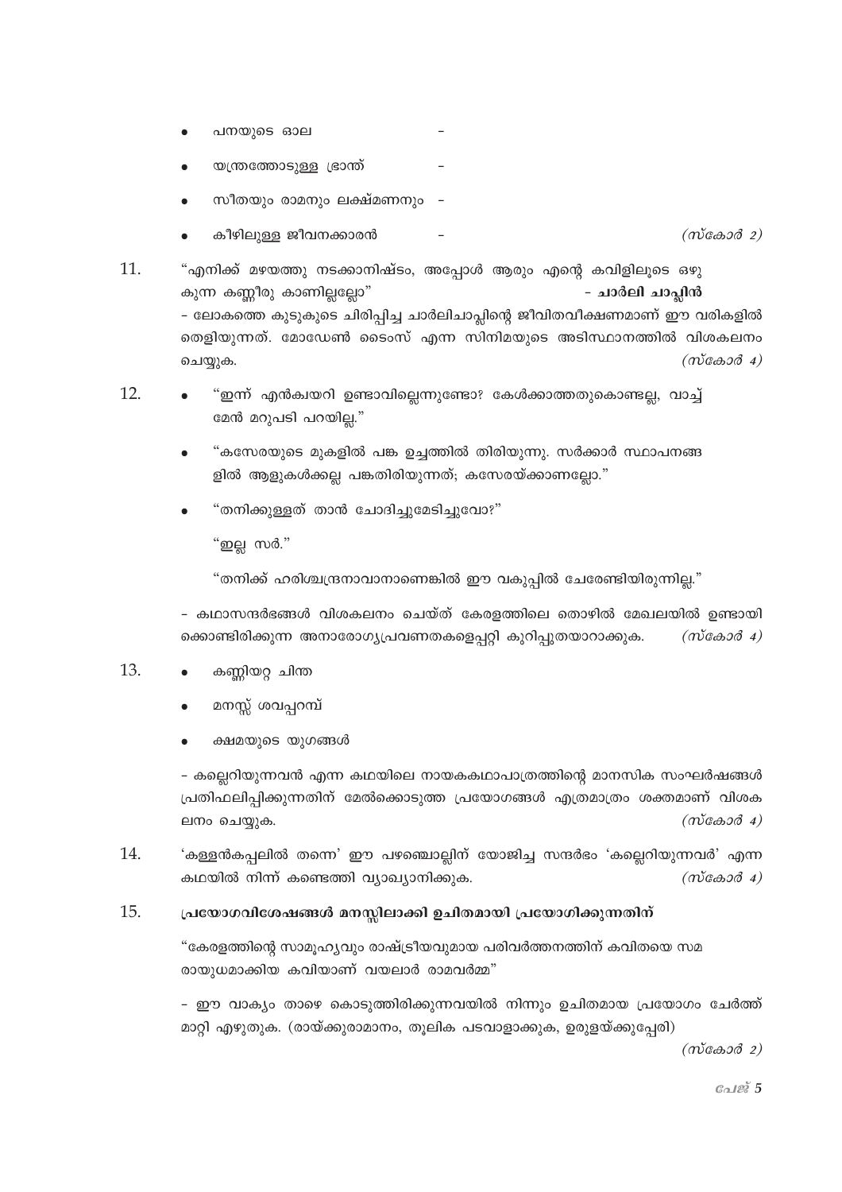- പനയുടെ ഓല –
- യന്ത്രത്തോടുള്ള ഭ്രാന്ത് –
- സീതയും രാമനും ലക്ഷ്മണനും –
- കീഴിലുള്ള ജീവനക്കാരൻ – *(സ്കോർ 2)*

11. "എനിക്ക് മഴയത്തു നടക്കാനിഷ്ടം, അപ്പോൾ ആരും എന്റെ കവിളിലൂടെ ഒഴുകുന്ന കണ്ണീരു കാണില്ലല്ലോ" **- ചാർലി ചാപ്ലിൻ**

    - ലോകത്തെ കുടുകുടെ ചിരിപ്പിച്ച ചാർലിചാപ്ലിന്റെ ജീവിതവീക്ഷണമാണ് ഈ വരികളിൽ തെളിയുന്നത്. മോഡേൺ ടൈംസ് എന്ന സിനിമയുടെ അടിസ്ഥാനത്തിൽ വിശകലനം ചെയ്യുക. *(സ്കോർ 4)*

12. 
    - "ഇന്ന് എൻക്വയറി ഉണ്ടാവില്ലെന്നുണ്ടോ? കേൾക്കാത്തതുകൊണ്ടല്ല, വാച്ച്മേൻ മറുപടി പറയില്ല."
    - "കസേരയുടെ മുകളിൽ പങ്ക ഉച്ചത്തിൽ തിരിയുന്നു. സർക്കാർ സ്ഥാപനങ്ങളിൽ ആളുകൾക്കല്ല പങ്കതിരിയുന്നത്; കസേരയ്ക്കാണല്ലോ."
    - "തനിക്കുള്ളത് താൻ ചോദിച്ചുമേടിച്ചുവോ?"

      "ഇല്ല സർ."

      "തനിക്ക് ഹരിശ്ചന്ദ്രനാവാനാണെങ്കിൽ ഈ വകുപ്പിൽ ചേരേണ്ടിയിരുന്നില്ല."

    - കഥാസന്ദർഭങ്ങൾ വിശകലനം ചെയ്ത് കേരളത്തിലെ തൊഴിൽ മേഖലയിൽ ഉണ്ടായിക്കൊണ്ടിരിക്കുന്ന അനാരോഗ്യപ്രവണതകളെപ്പറ്റി കുറിപ്പുതയാറാക്കുക. *(സ്കോർ 4)*

13. 
    - കണ്ണിയറ്റ ചിന്ത
    - മനസ്സ് ശവപ്പറമ്പ്
    - ക്ഷമയുടെ യുഗങ്ങൾ

    - കല്ലെറിയുന്നവൻ എന്ന കഥയിലെ നായകകഥാപാത്രത്തിന്റെ മാനസിക സംഘർഷങ്ങൾ പ്രതിഫലിപ്പിക്കുന്നതിന് മേൽക്കൊടുത്ത പ്രയോഗങ്ങൾ എത്രമാത്രം ശക്തമാണ് വിശകലനം ചെയ്യുക. *(സ്കോർ 4)*

14. 'കള്ളൻകപ്പലിൽ തന്നെ' ഈ പഴഞ്ചൊല്ലിന് യോജിച്ച സന്ദർഭം 'കല്ലെറിയുന്നവർ' എന്ന കഥയിൽ നിന്ന് കണ്ടെത്തി വ്യാഖ്യാനിക്കുക. *(സ്കോർ 4)*

15. **പ്രയോഗവിശേഷങ്ങൾ മനസ്സിലാക്കി ഉചിതമായി പ്രയോഗിക്കുന്നതിന്**

    "കേരളത്തിന്റെ സാമൂഹ്യവും രാഷ്ട്രീയവുമായ പരിവർത്തനത്തിന് കവിതയെ സമരായുധമാക്കിയ കവിയാണ് വയലാർ രാമവർമ്മ"

    - ഈ വാക്യം താഴെ കൊടുത്തിരിക്കുന്നവയിൽ നിന്നും ഉചിതമായ പ്രയോഗം ചേർത്ത് മാറ്റി എഴുതുക. (രായ്ക്കുരാമാനം, തൂലിക പടവാളാക്കുക, ഉരുളയ്ക്കുപ്പേരി) *(സ്കോർ 2)*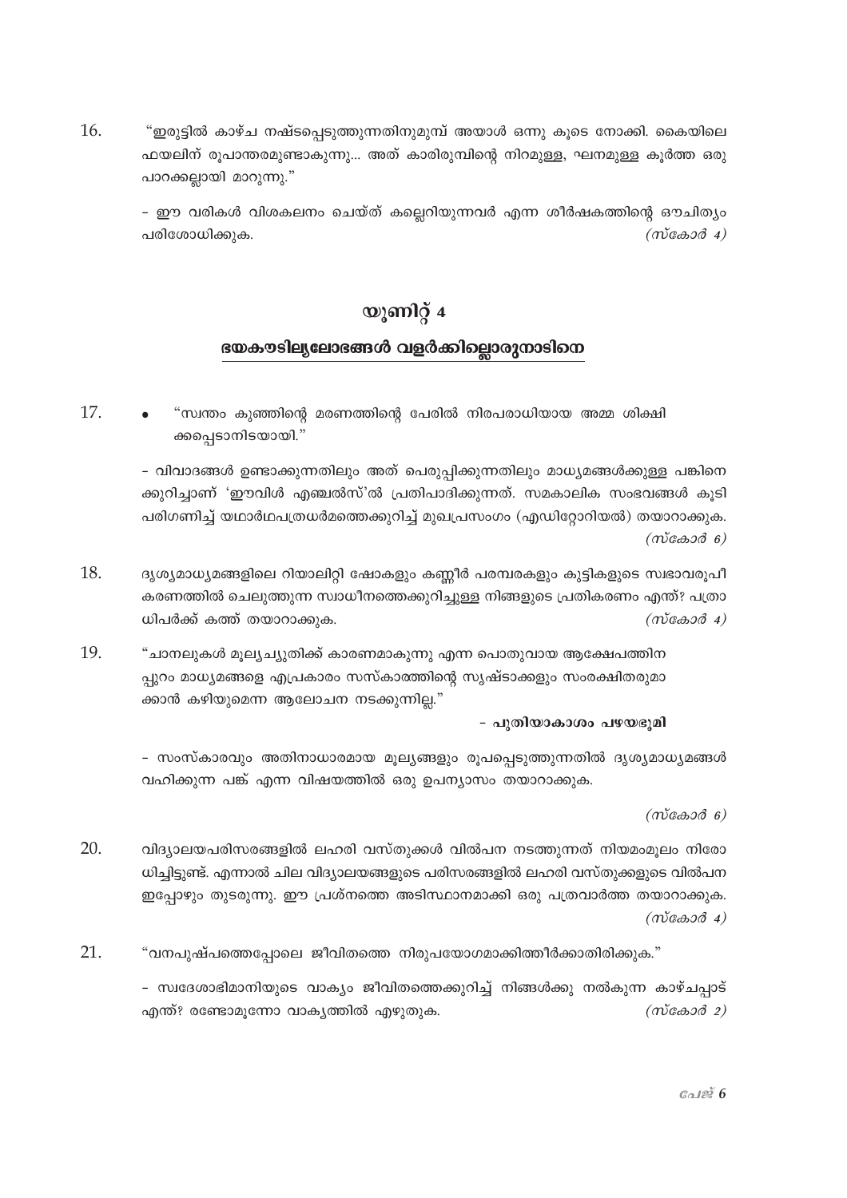16. "ഇരുട്ടിൽ കാഴ്ച നഷ്ടപ്പെടുത്തുന്നതിനുമുമ്പ് അയാൾ ഒന്നു കൂടെ നോക്കി. കൈയിലെ ഫയലിന് രൂപാന്തരമുണ്ടാകുന്നു... അത് കാരിരുമ്പിന്റെ നിറമുള്ള, ഘനമുള്ള കൂർത്ത ഒരു പാറക്കല്ലായി മാറുന്നു."

    - ഈ വരികൾ വിശകലനം ചെയ്ത് കല്ലെറിയുന്നവർ എന്ന ശീർഷകത്തിന്റെ ഔചിത്യം പരിശോധിക്കുക. *(സ്കോർ 4)*

## യൂണിറ്റ് 4

### ഭയകൗടില്യലോഭങ്ങൾ വളർക്കില്ലൊരുനാടിനെ

17. • "സ്വന്തം കുഞ്ഞിന്റെ മരണത്തിന്റെ പേരിൽ നിരപരാധിയായ അമ്മ ശിക്ഷിക്കപ്പെടാനിടയായി."

    - വിവാദങ്ങൾ ഉണ്ടാക്കുന്നതിലും അത് പെരുപ്പിക്കുന്നതിലും മാധ്യമങ്ങൾക്കുള്ള പങ്കിനെക്കുറിച്ചാണ് 'ഈവിൾ എഞ്ചൽസ്'ൽ പ്രതിപാദിക്കുന്നത്. സമകാലിക സംഭവങ്ങൾ കൂടി പരിഗണിച്ച് യഥാർഥപത്രധർമത്തെക്കുറിച്ച് മുഖപ്രസംഗം (എഡിറ്റോറിയൽ) തയാറാക്കുക. *(സ്കോർ 6)*

18. ദൃശ്യമാധ്യമങ്ങളിലെ റിയാലിറ്റി ഷോകളും കണ്ണീർ പരമ്പരകളും കുട്ടികളുടെ സ്വഭാവരൂപീകരണത്തിൽ ചെലുത്തുന്ന സ്വാധീനത്തെക്കുറിച്ചുള്ള നിങ്ങളുടെ പ്രതികരണം എന്ത്? പത്രാധിപർക്ക് കത്ത് തയാറാക്കുക. *(സ്കോർ 4)*

19. "ചാനലുകൾ മൂല്യച്യുതിക്ക് കാരണമാകുന്നു എന്ന പൊതുവായ ആക്ഷേപത്തിനപ്പുറം മാധ്യമങ്ങളെ എപ്രകാരം സംസ്കാരത്തിന്റെ സൃഷ്ടാക്കളും സംരക്ഷിതരുമാക്കാൻ കഴിയുമെന്ന ആലോചന നടക്കുന്നില്ല."

    **- പുതിയാകാശം പഴയഭൂമി**

    - സംസ്കാരവും അതിനാധാരമായ മൂല്യങ്ങളും രൂപപ്പെടുത്തുന്നതിൽ ദൃശ്യമാധ്യമങ്ങൾ വഹിക്കുന്ന പങ്ക് എന്ന വിഷയത്തിൽ ഒരു ഉപന്യാസം തയാറാക്കുക.

    *(സ്കോർ 6)*

20. വിദ്യാലയപരിസരങ്ങളിൽ ലഹരി വസ്തുക്കൾ വിൽപന നടത്തുന്നത് നിയമംമൂലം നിരോധിച്ചിട്ടുണ്ട്. എന്നാൽ ചില വിദ്യാലയങ്ങളുടെ പരിസരങ്ങളിൽ ലഹരി വസ്തുക്കളുടെ വിൽപന ഇപ്പോഴും തുടരുന്നു. ഈ പ്രശ്നത്തെ അടിസ്ഥാനമാക്കി ഒരു പത്രവാർത്ത തയാറാക്കുക. *(സ്കോർ 4)*

21. "വനപുഷ്പത്തെപ്പോലെ ജീവിതത്തെ നിരുപയോഗമാക്കിത്തീർക്കാതിരിക്കുക."

    - സ്വദേശാഭിമാനിയുടെ വാക്യം ജീവിതത്തെക്കുറിച്ച് നിങ്ങൾക്കു നൽകുന്ന കാഴ്ചപ്പാട് എന്ത്? രണ്ടോമൂന്നോ വാക്യത്തിൽ എഴുതുക. *(സ്കോർ 2)*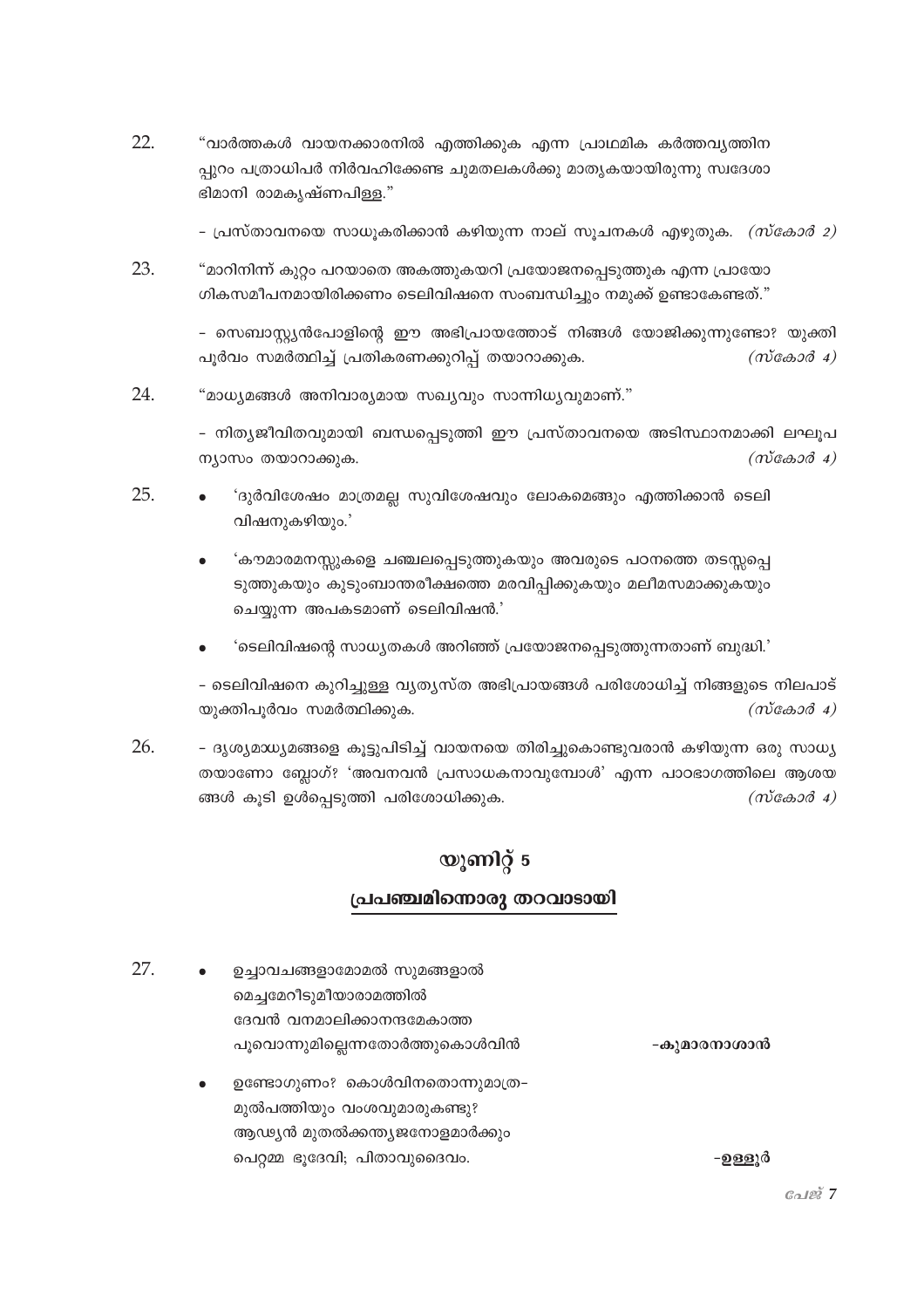22. "വാർത്തകൾ വായനക്കാരനിൽ എത്തിക്കുക എന്ന പ്രാഥമിക കർത്തവ്യത്തിനപ്പുറം പത്രാധിപർ നിർവഹിക്കേണ്ട ചുമതലകൾക്കു മാതൃകയായിരുന്നു സ്വദേശാഭിമാനി രാമകൃഷ്ണപിള്ള."

   - പ്രസ്താവനയെ സാധൂകരിക്കാൻ കഴിയുന്ന നാല് സൂചനകൾ എഴുതുക. *(സ്കോർ 2)*

23. "മാറിനിന്ന് കുറ്റം പറയാതെ അകത്തുകയറി പ്രയോജനപ്പെടുത്തുക എന്ന പ്രായോഗികസമീപനമായിരിക്കണം ടെലിവിഷനെ സംബന്ധിച്ചും നമുക്ക് ഉണ്ടാകേണ്ടത്."

   - സെബാസ്റ്റ്യൻപോളിന്റെ ഈ അഭിപ്രായത്തോട് നിങ്ങൾ യോജിക്കുന്നുണ്ടോ? യുക്തിപൂർവം സമർത്ഥിച്ച് പ്രതികരണക്കുറിപ്പ് തയാറാക്കുക. *(സ്കോർ 4)*

24. "മാധ്യമങ്ങൾ അനിവാര്യമായ സഖ്യവും സാന്നിധ്യവുമാണ്."

   - നിത്യജീവിതവുമായി ബന്ധപ്പെടുത്തി ഈ പ്രസ്താവനയെ അടിസ്ഥാനമാക്കി ലഘൂപന്യാസം തയാറാക്കുക. *(സ്കോർ 4)*

25. 
   - 'ദുർവിശേഷം മാത്രമല്ല സുവിശേഷവും ലോകമെങ്ങും എത്തിക്കാൻ ടെലിവിഷനുകഴിയും.'
   - 'കൗമാരമനസ്സുകളെ ചഞ്ചലപ്പെടുത്തുകയും അവരുടെ പഠനത്തെ തടസ്സപ്പെടുത്തുകയും കുടുംബാന്തരീക്ഷത്തെ മരവിപ്പിക്കുകയും മലീമസമാക്കുകയും ചെയ്യുന്ന അപകടമാണ് ടെലിവിഷൻ.'
   - 'ടെലിവിഷന്റെ സാധ്യതകൾ അറിഞ്ഞ് പ്രയോജനപ്പെടുത്തുന്നതാണ് ബുദ്ധി.'

   - ടെലിവിഷനെ കുറിച്ചുള്ള വ്യത്യസ്ത അഭിപ്രായങ്ങൾ പരിശോധിച്ച് നിങ്ങളുടെ നിലപാട് യുക്തിപൂർവം സമർത്ഥിക്കുക. *(സ്കോർ 4)*

26. - ദൃശ്യമാധ്യമങ്ങളെ കൂട്ടുപിടിച്ച് വായനയെ തിരിച്ചുകൊണ്ടുവരാൻ കഴിയുന്ന ഒരു സാധ്യതയാണോ ബ്ലോഗ്? 'അവനവൻ പ്രസാധകനാവുമ്പോൾ' എന്ന പാഠഭാഗത്തിലെ ആശയങ്ങൾ കൂടി ഉൾപ്പെടുത്തി പരിശോധിക്കുക. *(സ്കോർ 4)*

## യൂണിറ്റ് 5

## പ്രപഞ്ചമിന്നൊരു തറവാടായി

27. 
   - ഉച്ചാവചങ്ങളാമോമൽ സുമങ്ങളാൽ  
     മെച്ചമേറീടുമീയാരാമത്തിൽ  
     ദേവൻ വനമാലിക്കാനന്ദമേകാത്ത  
     പൂവൊന്നുമില്ലെന്നതോർത്തുകൊൾവിൻ —**കുമാരനാശാൻ**

   - ഉണ്ടോഗുണം? കൊൾവിനതൊന്നുമാത്ര-  
     മുൽപത്തിയും വംശവുമാരുകണ്ടു?  
     ആഢ്യൻ മുതൽക്കന്ത്യജനോളമാർക്കും  
     പെറ്റമ്മ ഭൂദേവി; പിതാവുദൈവം. —**ഉള്ളൂർ**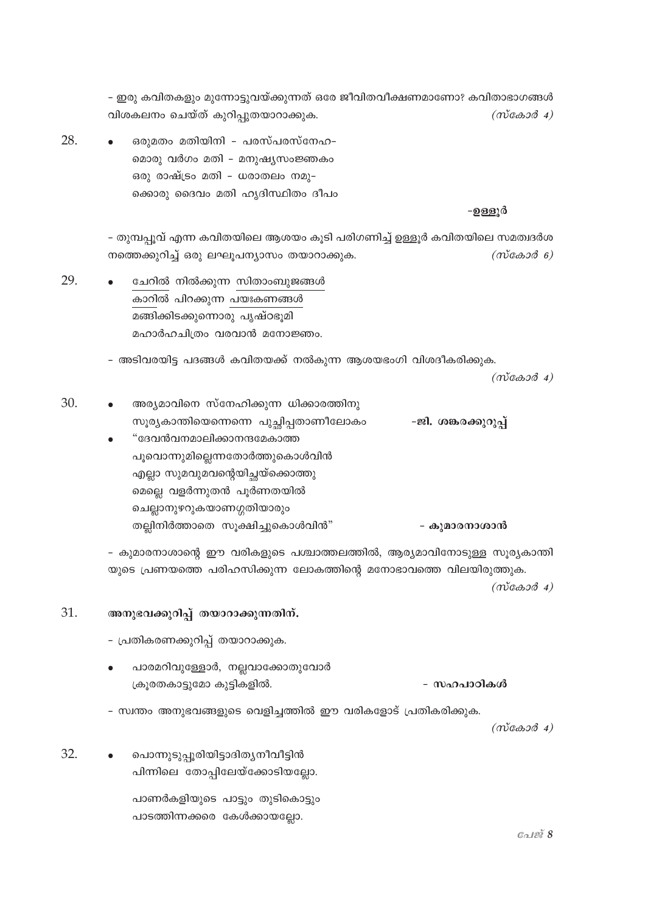- ഇരു കവിതകളും മുന്നോട്ടുവയ്ക്കുന്നത് ഒരേ ജീവിതവീക്ഷണമാണോ? കവിതാഭാഗങ്ങൾ വിശകലനം ചെയ്ത് കുറിപ്പുതയാറാക്കുക. *(സ്കോർ 4)*

28. • ഒരുമതം മതിയിനി - പരസ്പരസ്നേഹ-
മൊരു വർഗം മതി - മനുഷ്യസംജ്ഞകം
ഒരു രാഷ്ട്രം മതി - ധരാതലം നമു-
ക്കൊരു ദൈവം മതി ഹൃദിസ്ഥിതം ദീപം

**-ഉള്ളൂർ**

- തുമ്പപ്പൂവ് എന്ന കവിതയിലെ ആശയം കൂടി പരിഗണിച്ച് ഉള്ളൂർ കവിതയിലെ സമത്വദർശനത്തെക്കുറിച്ച് ഒരു ലഘൂപന്യാസം തയാറാക്കുക. *(സ്കോർ 6)*

29. • ചേറിൽ നിൽക്കുന്ന സിതാംബുജങ്ങൾ
കാറിൽ പിറക്കുന്ന പയഃകണങ്ങൾ
മങ്ങിക്കിടക്കുന്നൊരു പൃഷ്ഠഭൂമി
മഹാർഹചിത്രം വരവാൻ മനോജ്ഞം.

- അടിവരയിട്ട പദങ്ങൾ കവിതയക്ക് നൽകുന്ന ആശയഭംഗി വിശദീകരിക്കുക. *(സ്കോർ 4)*

30. • അര്യമാവിനെ സ്നേഹിക്കുന്ന ധിക്കാരത്തിനു
സൂര്യകാന്തിയെന്നെന്നെ പുച്ഛിപ്പതാണീലോകം **-ജി. ശങ്കരക്കുറുപ്പ്**

• "ദേവൻവനമാലിക്കാനന്ദമേകാത്ത
പൂവൊന്നുമില്ലെന്നതോർത്തുകൊൾവിൻ
എല്ലാ സുമവുമവന്റെയിച്ഛയ്ക്കൊത്തു
മെല്ലെ വളർന്നുതൻ പൂർണതയിൽ
ചെല്ലാനുഴറുകയാണഗ്ഗതിയാരും
തല്ലിനിർത്താതെ സൂക്ഷിച്ചുകൊൾവിൻ" **- കുമാരനാശാൻ**

- കുമാരനാശാന്റെ ഈ വരികളുടെ പശ്ചാത്തലത്തിൽ, ആര്യമാവിനോടുള്ള സൂര്യകാന്തിയുടെ പ്രണയത്തെ പരിഹസിക്കുന്ന ലോകത്തിന്റെ മനോഭാവത്തെ വിലയിരുത്തുക. *(സ്കോർ 4)*

31. **അനുഭവക്കുറിപ്പ് തയാറാക്കുന്നതിന്.**

- പ്രതികരണക്കുറിപ്പ് തയാറാക്കുക.

• പാരമറിവുള്ളോർ, നല്ലവാക്കോതുവോർ
ക്രൂരതകാട്ടുമോ കുട്ടികളിൽ. **- സഹപാഠികൾ**

- സ്വന്തം അനുഭവങ്ങളുടെ വെളിച്ചത്തിൽ ഈ വരികളോട് പ്രതികരിക്കുക. *(സ്കോർ 4)*

32. • പൊന്നുടുപ്പൂരിയിട്ടാദിത്യനീവീട്ടിൻ
പിന്നിലെ തോപ്പിലേയ്ക്കോടിയല്ലോ.

പാണർകളിയുടെ പാട്ടും തുടികൊട്ടും
പാടത്തിന്നക്കരെ കേൾക്കായല്ലോ.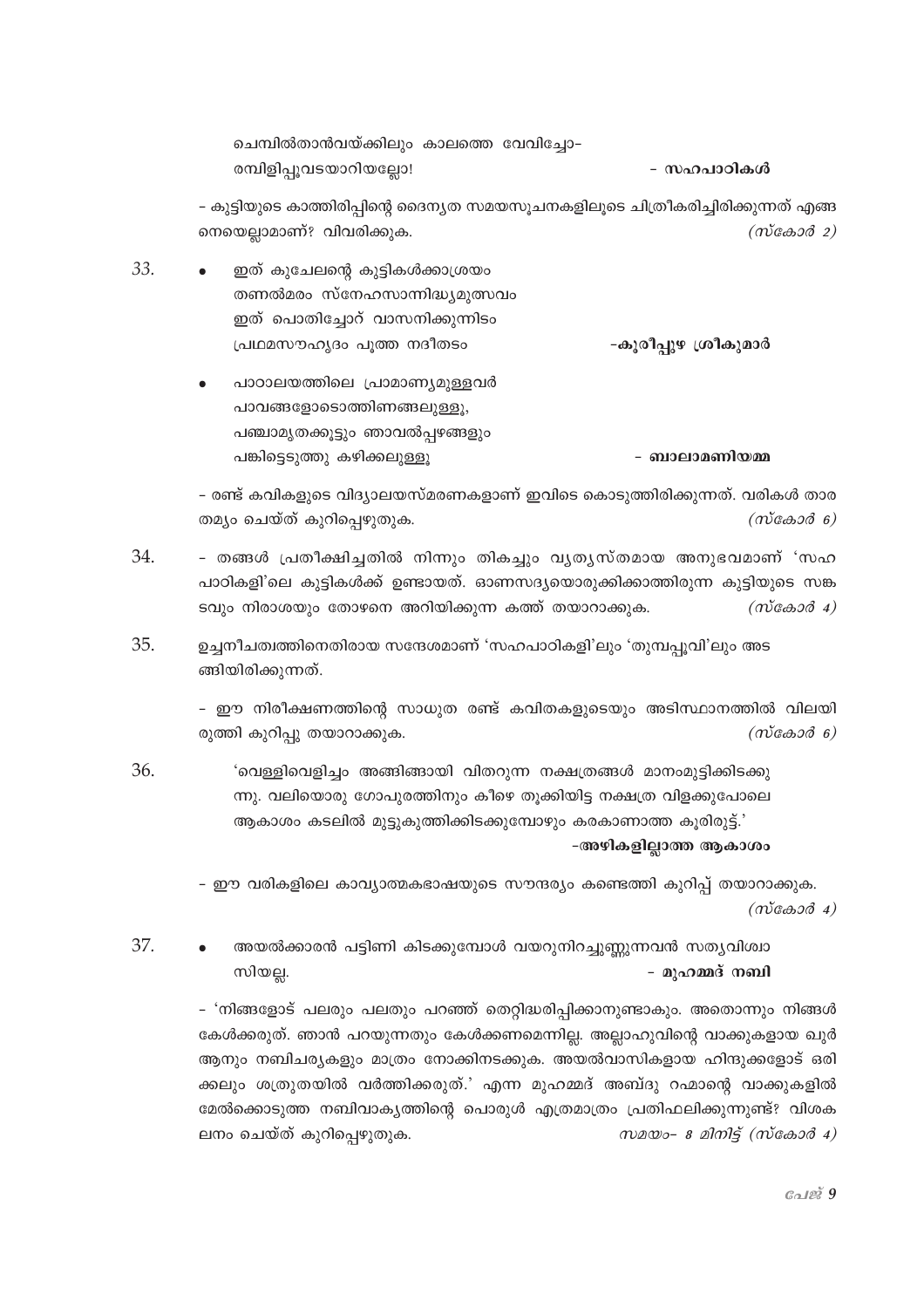ചെമ്പിൽതാൻവയ്ക്കിലും കാലത്തെ വേവിച്ചോ–
രമ്പിളിപ്പൂവടയാറിയല്ലോ! — **സഹപാഠികൾ**

– കുട്ടിയുടെ കാത്തിരിപ്പിന്റെ ദൈന്യത സമയസൂചനകളിലൂടെ ചിത്രീകരിച്ചിരിക്കുന്നത് എങ്ങനെയെല്ലാമാണ്? വിവരിക്കുക. *(സ്കോർ 2)*

33.

- ഇത് കുചേലന്റെ കുട്ടികൾക്കാശ്രയം
  തണൽമരം സ്നേഹസാന്നിദ്ധ്യമുത്സവം
  ഇത് പൊതിച്ചോറ് വാസനിക്കുന്നിടം
  പ്രഥമസൗഹൃദം പൂത്ത നദീതടം — **-കുരീപ്പുഴ ശ്രീകുമാർ**

- പാഠാലയത്തിലെ പ്രാമാണ്യമുള്ളവർ
  പാവങ്ങളോടൊത്തിണങ്ങലുള്ളൂ,
  പഞ്ചാമൃതക്കൂട്ടും ഞാവൽപ്പഴങ്ങളും
  പങ്കിട്ടെടുത്തു കഴിക്കലുള്ളൂ — **- ബാലാമണിയമ്മ**

– രണ്ട് കവികളുടെ വിദ്യാലയസ്മരണകളാണ് ഇവിടെ കൊടുത്തിരിക്കുന്നത്. വരികൾ താരതമ്യം ചെയ്ത് കുറിപ്പെഴുതുക. *(സ്കോർ 6)*

34. – തങ്ങൾ പ്രതീക്ഷിച്ചതിൽ നിന്നും തികച്ചും വ്യത്യസ്തമായ അനുഭവമാണ് 'സഹപാഠികളി'ലെ കുട്ടികൾക്ക് ഉണ്ടായത്. ഓണസദ്യയൊരുക്കിക്കാത്തിരുന്ന കുട്ടിയുടെ സങ്കടവും നിരാശയും തോഴനെ അറിയിക്കുന്ന കത്ത് തയാറാക്കുക. *(സ്കോർ 4)*

35. ഉച്ചനീചത്വത്തിനെതിരായ സന്ദേശമാണ് 'സഹപാഠികളി'ലും 'തുമ്പപ്പൂവി'ലും അടങ്ങിയിരിക്കുന്നത്.

– ഈ നിരീക്ഷണത്തിന്റെ സാധുത രണ്ട് കവിതകളുടെയും അടിസ്ഥാനത്തിൽ വിലയിരുത്തി കുറിപ്പു തയാറാക്കുക. *(സ്കോർ 6)*

36. 'വെള്ളിവെളിച്ചം അങ്ങിങ്ങായി വിതറുന്ന നക്ഷത്രങ്ങൾ മാനംമുട്ടിക്കിടക്കുന്നു. വലിയൊരു ഗോപുരത്തിനും കീഴെ തൂക്കിയിട്ട നക്ഷത്ര വിളക്കുപോലെ ആകാശം കടലിൽ മുട്ടുകുത്തിക്കിടക്കുമ്പോഴും കരകാണാത്ത കൂരിരുട്ട്.'
**-അഴികളില്ലാത്ത ആകാശം**

– ഈ വരികളിലെ കാവ്യാത്മകഭാഷയുടെ സൗന്ദര്യം കണ്ടെത്തി കുറിപ്പ് തയാറാക്കുക. *(സ്കോർ 4)*

37.

- അയൽക്കാരൻ പട്ടിണി കിടക്കുമ്പോൾ വയറുനിറച്ചുണ്ണുന്നവൻ സത്യവിശ്വാസിയല്ല. — **- മുഹമ്മദ് നബി**

– 'നിങ്ങളോട് പലരും പലതും പറഞ്ഞ് തെറ്റിദ്ധരിപ്പിക്കാനുണ്ടാകും. അതൊന്നും നിങ്ങൾ കേൾക്കരുത്. ഞാൻ പറയുന്നതും കേൾക്കണമെന്നില്ല. അല്ലാഹുവിന്റെ വാക്കുകളായ ഖുർആനും നബിചര്യകളും മാത്രം നോക്കിനടക്കുക. അയൽവാസികളായ ഹിന്ദുക്കളോട് ഒരിക്കലും ശത്രുതയിൽ വർത്തിക്കരുത്.' എന്ന മുഹമ്മദ് അബ്ദു റഹ്മാന്റെ വാക്കുകളിൽ മേൽക്കൊടുത്ത നബിവാക്യത്തിന്റെ പൊരുൾ എത്രമാത്രം പ്രതിഫലിക്കുന്നുണ്ട്? വിശകലനം ചെയ്ത് കുറിപ്പെഴുതുക. *സമയം– 8 മിനിട്ട് (സ്കോർ 4)*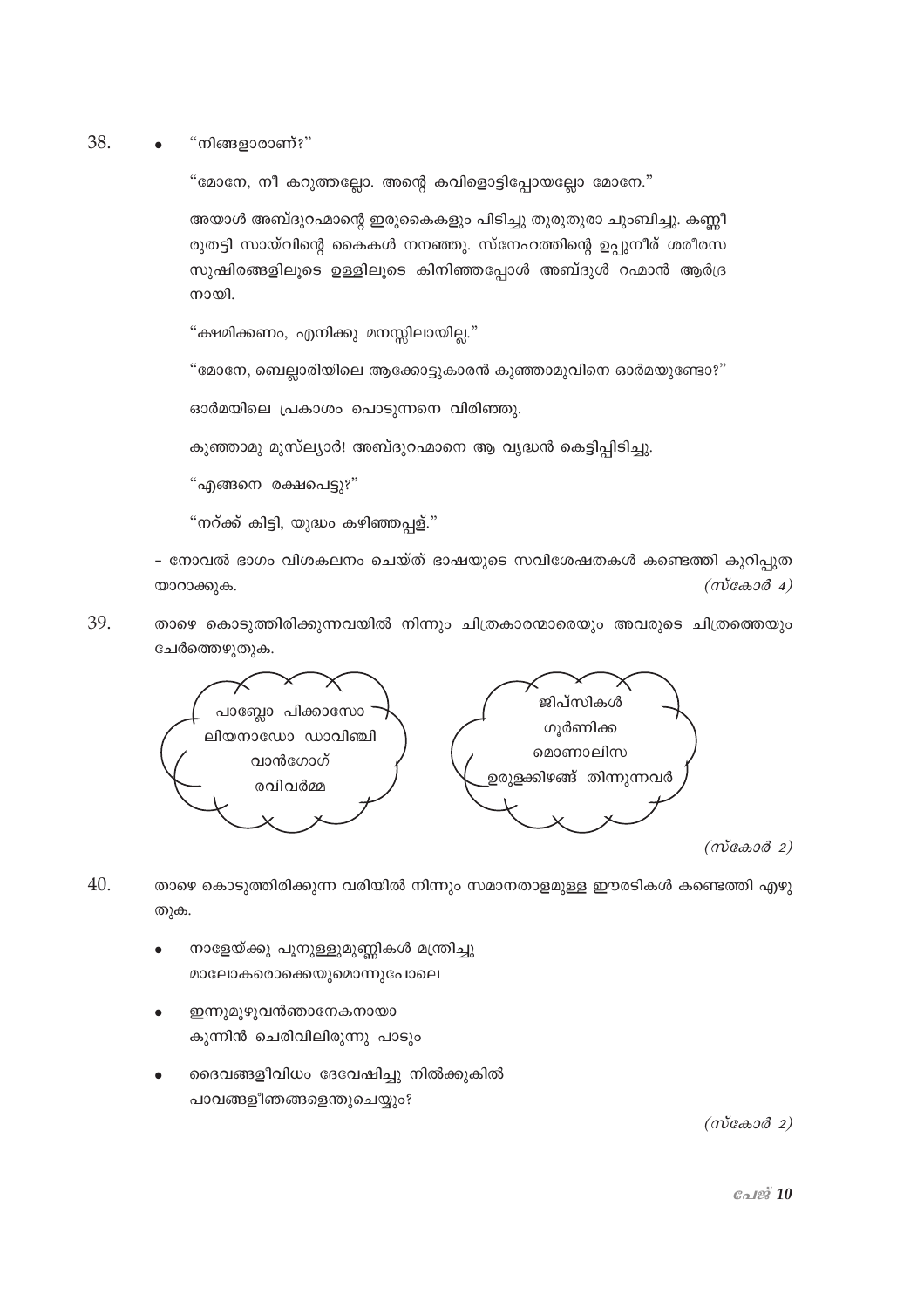38. • "നിങ്ങളാരാണ്?"

"മോനേ, നീ കറുത്തല്ലോ. അന്റെ കവിളൊട്ടിപ്പോയല്ലോ മോനേ."

അയാൾ അബ്ദുറഹ്മാന്റെ ഇരുകൈകളും പിടിച്ചു തുരുതുരാ ചുംബിച്ചു. കണ്ണീരുതട്ടി സായ്‌വിന്റെ കൈകൾ നനഞ്ഞു. സ്നേഹത്തിന്റെ ഉപ്പുനീര് ശരീരസുഷിരങ്ങളിലൂടെ ഉള്ളിലൂടെ കിനിഞ്ഞപ്പോൾ അബ്ദുൾ റഹ്മാൻ ആർദ്രനായി.

"ക്ഷമിക്കണം, എനിക്കു മനസ്സിലായില്ല."

"മോനേ, ബെല്ലാരിയിലെ ആക്കോട്ടുകാരൻ കുഞ്ഞാമുവിനെ ഓർമയുണ്ടോ?"

ഓർമയിലെ പ്രകാശം പൊടുന്നനെ വിരിഞ്ഞു.

കുഞ്ഞാമു മുസ്ല്യാർ! അബ്ദുറഹ്മാനെ ആ വൃദ്ധൻ കെട്ടിപ്പിടിച്ചു.

"എങ്ങനെ രക്ഷപെട്ടു?"

"നറ്ക്ക് കിട്ടി, യുദ്ധം കഴിഞ്ഞപ്പള്."

– നോവൽ ഭാഗം വിശകലനം ചെയ്ത് ഭാഷയുടെ സവിശേഷതകൾ കണ്ടെത്തി കുറിപ്പുതയാറാക്കുക. *(സ്കോർ 4)*

39. താഴെ കൊടുത്തിരിക്കുന്നവയിൽ നിന്നും ചിത്രകാരന്മാരെയും അവരുടെ ചിത്രത്തെയും ചേർത്തെഴുതുക.

| | |
|---|---|
| പാബ്ലോ പിക്കാസോ | ജിപ്സികൾ |
| ലിയനാഡോ ഡാവിഞ്ചി | ഗൂർണിക്ക |
| വാൻഗോഗ് | മൊണാലിസ |
| രവിവർമ്മ | ഉരുളക്കിഴങ്ങ് തിന്നുന്നവർ |

*(സ്കോർ 2)*

40. താഴെ കൊടുത്തിരിക്കുന്ന വരിയിൽ നിന്നും സമാനതാളമുള്ള ഈരടികൾ കണ്ടെത്തി എഴുതുക.

- നാളേയ്ക്കു പൂനുള്ളുമുണ്ണികൾ മന്ത്രിച്ചു
  മാലോകരൊക്കെയുമൊന്നുപോലെ
- ഇന്നുമുഴുവൻഞാനേകനായാ
  കുന്നിൻ ചെരിവിലിരുന്നു പാടും
- ദൈവങ്ങളീവിധം ദേവേഷിച്ചു നിൽക്കുകിൽ
  പാവങ്ങളീഞങ്ങളെന്തുചെയ്യും?

*(സ്കോർ 2)*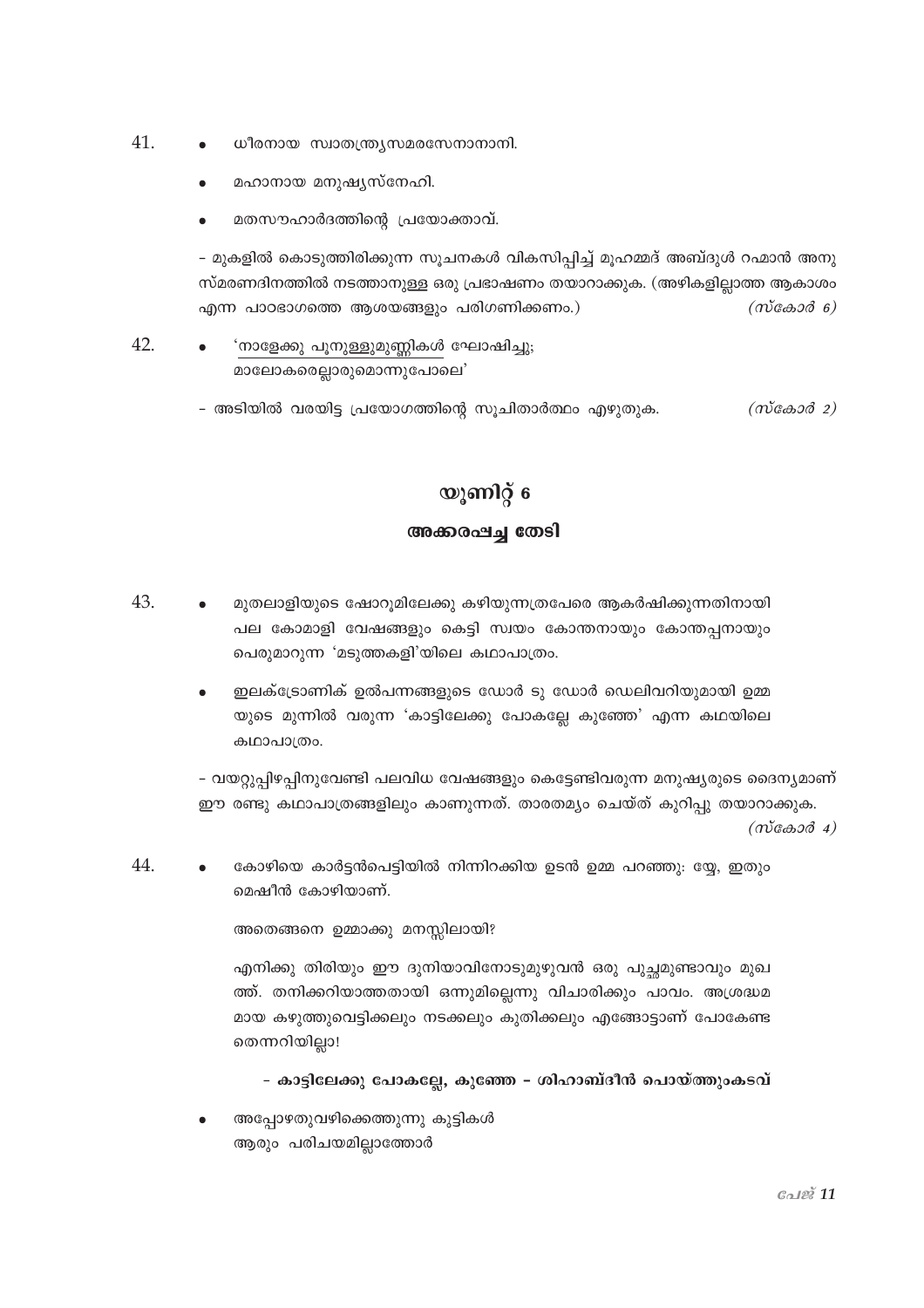41.
- ധീരനായ സ്വാതന്ത്ര്യസമരസേനാനാനി.
- മഹാനായ മനുഷ്യസ്നേഹി.
- മതസൗഹാർദത്തിന്റെ പ്രയോക്താവ്.

– മുകളിൽ കൊടുത്തിരിക്കുന്ന സൂചനകൾ വികസിപ്പിച്ച് മുഹമ്മദ് അബ്ദുൾ റഹ്മാൻ അനുസ്മരണദിനത്തിൽ നടത്താനുള്ള ഒരു പ്രഭാഷണം തയാറാക്കുക. (അഴികളില്ലാത്ത ആകാശം എന്ന പാഠഭാഗത്തെ ആശയങ്ങളും പരിഗണിക്കണം.) *(സ്കോർ 6)*

42.
- '<u>നാളേക്കു പൂനുള്ളുമുണ്ണികൾ</u> ഘോഷിച്ചു;
  മാലോകരെല്ലാരുമൊന്നുപോലെ'

– അടിയിൽ വരയിട്ട പ്രയോഗത്തിന്റെ സൂചിതാർത്ഥം എഴുതുക. *(സ്കോർ 2)*

## യൂണിറ്റ് 6

## അക്കരപ്പച്ച തേടി

43.
- മുതലാളിയുടെ ഷോറൂമിലേക്കു കഴിയുന്നത്രപേരെ ആകർഷിക്കുന്നതിനായി പല കോമാളി വേഷങ്ങളും കെട്ടി സ്വയം കോന്തനായും കോന്തപ്പനായും പെരുമാറുന്ന 'മടുത്തകളി'യിലെ കഥാപാത്രം.
- ഇലക്ട്രോണിക് ഉൽപന്നങ്ങളുടെ ഡോർ ടു ഡോർ ഡെലിവറിയുമായി ഉമ്മയുടെ മുന്നിൽ വരുന്ന 'കാട്ടിലേക്കു പോകല്ലേ കുഞ്ഞേ' എന്ന കഥയിലെ കഥാപാത്രം.

– വയറ്റുപ്പിഴപ്പിനുവേണ്ടി പലവിധ വേഷങ്ങളും കെട്ടേണ്ടിവരുന്ന മനുഷ്യരുടെ ദൈന്യമാണ് ഈ രണ്ടു കഥാപാത്രങ്ങളിലും കാണുന്നത്. താരതമ്യം ചെയ്ത് കുറിപ്പു തയാറാക്കുക. *(സ്കോർ 4)*

44.
- കോഴിയെ കാർട്ടൻപെട്ടിയിൽ നിന്നിറക്കിയ ഉടൻ ഉമ്മ പറഞ്ഞു: ശ്യേ, ഇതും മെഷീൻ കോഴിയാണ്.

  അതെങ്ങനെ ഉമ്മാക്കു മനസ്സിലായി?

  എനിക്കു തിരിയും ഈ ദുനിയാവിനോടുമുഴുവൻ ഒരു പുച്ഛമുണ്ടാവും മുഖത്ത്. തനിക്കറിയാത്തതായി ഒന്നുമില്ലെന്നു വിചാരിക്കും പാവം. അശ്രദ്ധമായ കഴുത്തുവെട്ടിക്കലും നടക്കലും കുതിക്കലും എങ്ങോട്ടാണ് പോകേണ്ടതെന്നറിയില്ലാ!

  **– കാട്ടിലേക്കു പോകല്ലേ, കുഞ്ഞേ – ശിഹാബ്ദീൻ പൊയ്ത്തുംകടവ്**

- അപ്പോഴതുവഴിക്കെത്തുന്നു കുട്ടികൾ
  ആരും പരിചയമില്ലാത്തോർ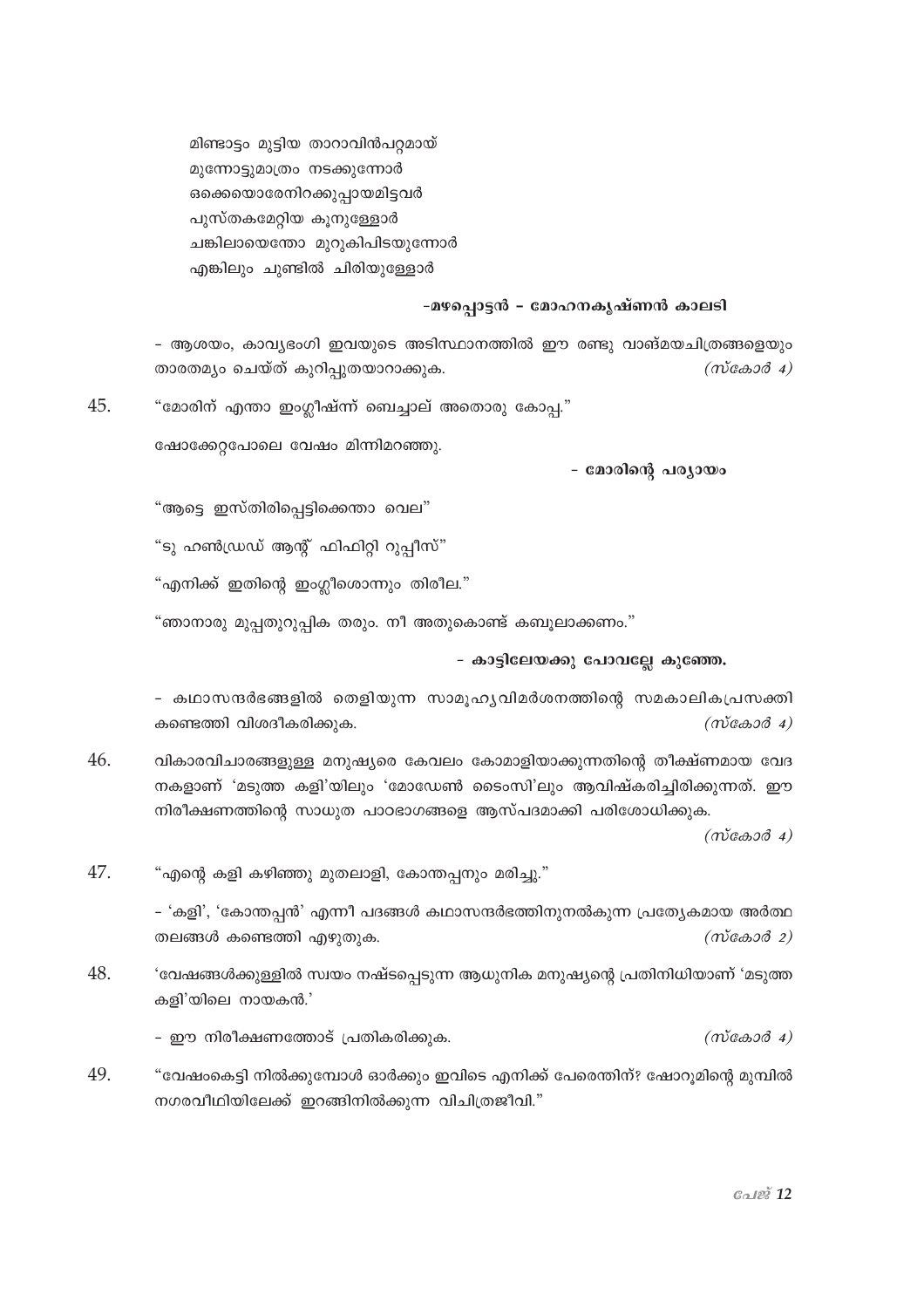മിണ്ടാട്ടം മുട്ടിയ താറാവിൻപറ്റമായ്
മുന്നോട്ടുമാത്രം നടക്കുന്നോർ
ഒക്കെയൊരേനിറക്കുപ്പായമിട്ടവർ
പുസ്തകമേറ്റിയ കൂനുള്ളോർ
ചങ്കിലായെന്തോ മുറുകിപിടയുന്നോർ
എങ്കിലും ചുണ്ടിൽ ചിരിയുള്ളോർ

**-മഴപ്പൊട്ടൻ - മോഹനകൃഷ്ണൻ കാലടി**

- ആശയം, കാവ്യഭംഗി ഇവയുടെ അടിസ്ഥാനത്തിൽ ഈ രണ്ടു വാങ്മയചിത്രങ്ങളെയും താരതമ്യം ചെയ്ത് കുറിപ്പുതയാറാക്കുക. *(സ്കോർ 4)*

45. "മോരിന് എന്താ ഇംഗ്ലീഷ്ന്ന് ബെച്ചാല് അതൊരു കോപ്പ."

ഷോക്കേറ്റപോലെ വേഷം മിന്നിമറഞ്ഞു.

**- മോരിന്റെ പര്യായം**

"ആട്ടെ ഇസ്തിരിപ്പെട്ടിക്കെന്താ വെല"

"ടു ഹൺഡ്രഡ് ആന്റ് ഫിഫിറ്റി റുപ്പീസ്"

"എനിക്ക് ഇതിന്റെ ഇംഗ്ലീശൊന്നും തിരീല."

"ഞാനാരു മുപ്പതുറുപ്പിക തരും. നീ അതുകൊണ്ട് കബൂലാക്കണം."

**- കാട്ടിലേയക്കു പോവല്ലേ കുഞ്ഞേ.**

- കഥാസന്ദർഭങ്ങളിൽ തെളിയുന്ന സാമൂഹ്യവിമർശനത്തിന്റെ സമകാലികപ്രസക്തി കണ്ടെത്തി വിശദീകരിക്കുക. *(സ്കോർ 4)*

46. വികാരവിചാരങ്ങളുള്ള മനുഷ്യരെ കേവലം കോമാളിയാക്കുന്നതിന്റെ തീക്ഷ്ണമായ വേദനകളാണ് 'മടുത്ത കളി'യിലും 'മോഡേൺ ടൈംസി'ലും ആവിഷ്കരിച്ചിരിക്കുന്നത്. ഈ നിരീക്ഷണത്തിന്റെ സാധുത പാഠഭാഗങ്ങളെ ആസ്പദമാക്കി പരിശോധിക്കുക. *(സ്കോർ 4)*

47. "എന്റെ കളി കഴിഞ്ഞു മുതലാളി, കോന്തപ്പനും മരിച്ചു."

- 'കളി', 'കോന്തപ്പൻ' എന്നീ പദങ്ങൾ കഥാസന്ദർഭത്തിനുനൽകുന്ന പ്രത്യേകമായ അർത്ഥതലങ്ങൾ കണ്ടെത്തി എഴുതുക. *(സ്കോർ 2)*

48. 'വേഷങ്ങൾക്കുള്ളിൽ സ്വയം നഷ്ടപ്പെടുന്ന ആധുനിക മനുഷ്യന്റെ പ്രതിനിധിയാണ് 'മടുത്ത കളി'യിലെ നായകൻ.'

- ഈ നിരീക്ഷണത്തോട് പ്രതികരിക്കുക. *(സ്കോർ 4)*

49. "വേഷംകെട്ടി നിൽക്കുമ്പോൾ ഓർക്കും ഇവിടെ എനിക്ക് പേരെന്തിന്? ഷോറൂമിന്റെ മുമ്പിൽ നഗരവീഥിയിലേക്ക് ഇറങ്ങിനിൽക്കുന്ന വിചിത്രജീവി."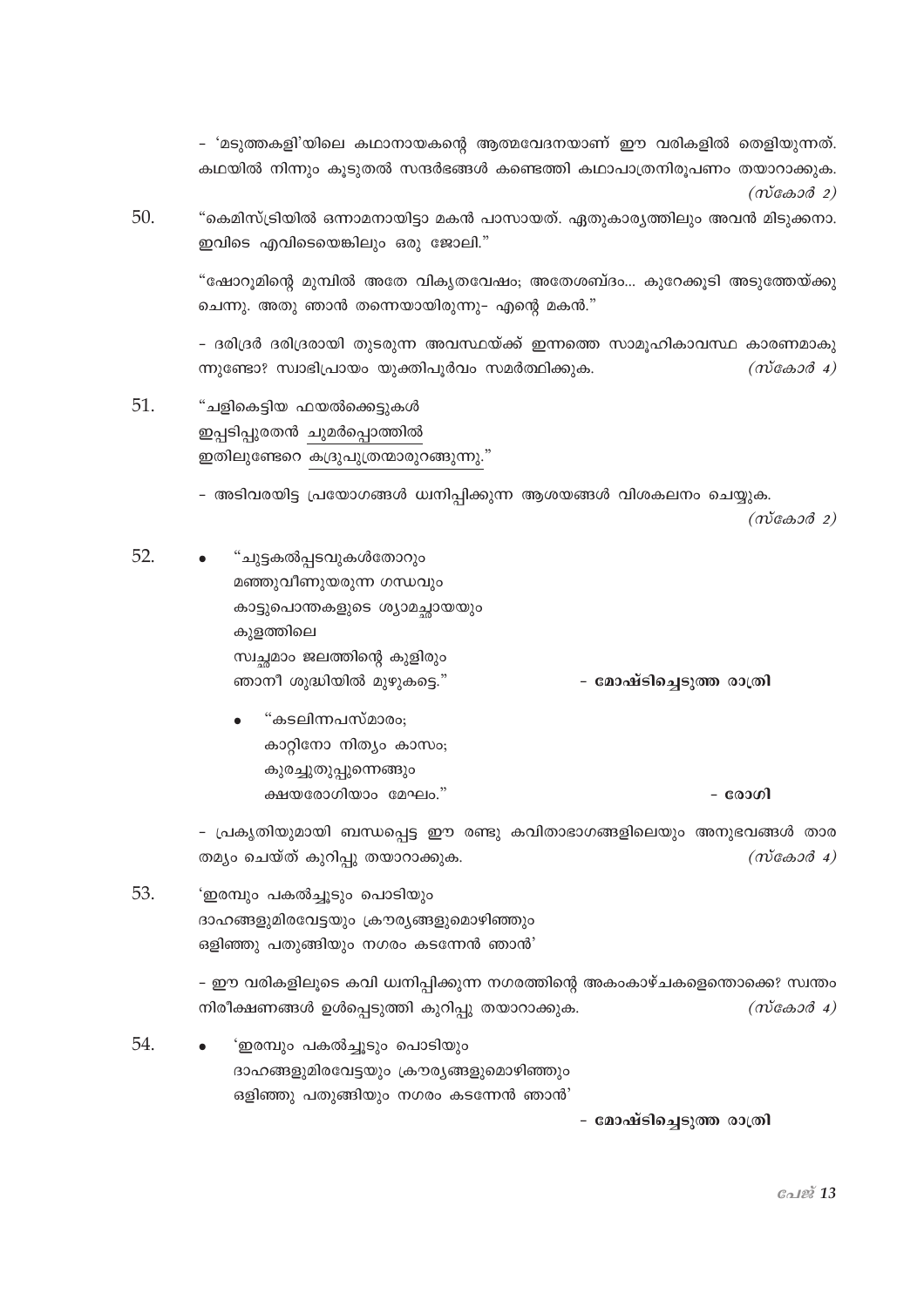- 'മടുത്തകളി'യിലെ കഥാനായകന്റെ ആത്മവേദനയാണ് ഈ വരികളിൽ തെളിയുന്നത്. കഥയിൽ നിന്നും കൂടുതൽ സന്ദർഭങ്ങൾ കണ്ടെത്തി കഥാപാത്രനിരൂപണം തയാറാക്കുക. *(സ്കോർ 2)*

50. "കെമിസ്ട്രിയിൽ ഒന്നാമനായിട്ടാ മകൻ പാസായത്. ഏതുകാര്യത്തിലും അവൻ മിടുക്കനാ. ഇവിടെ എവിടെയെങ്കിലും ഒരു ജോലി."

    "ഷോറൂമിന്റെ മുമ്പിൽ അതേ വികൃതവേഷം; അതേശബ്ദം... കുറേക്കൂടി അടുത്തേയ്ക്കു ചെന്നു. അതു ഞാൻ തന്നെയായിരുന്നു- എന്റെ മകൻ."

    - ദരിദ്രർ ദരിദ്രരായി തുടരുന്ന അവസ്ഥയ്ക്ക് ഇന്നത്തെ സാമൂഹികാവസ്ഥ കാരണമാകുന്നുണ്ടോ? സ്വാഭിപ്രായം യുക്തിപൂർവം സമർത്ഥിക്കുക. *(സ്കോർ 4)*

51. "ചളികെട്ടിയ ഫയൽക്കെട്ടുകൾ
    ഇപ്പടിപ്പുരതൻ <u>ചുമർപ്പൊത്തിൽ</u>
    ഇതിലുണ്ടേറെ <u>കദ്രുപുത്രന്മാരുറങ്ങുന്നു.</u>"

    - അടിവരയിട്ട പ്രയോഗങ്ങൾ ധ്വനിപ്പിക്കുന്ന ആശയങ്ങൾ വിശകലനം ചെയ്യുക. *(സ്കോർ 2)*

52. 
    - "ചുട്ടകൽപ്പടവുകൾതോറും
      മഞ്ഞുവീണുയരുന്ന ഗന്ധവും
      കാട്ടുപൊന്തകളുടെ ശ്യാമച്ഛായയും
      കുളത്തിലെ
      സ്വച്ഛമാം ജലത്തിന്റെ കുളിരും
      ഞാനീ ശുദ്ധിയിൽ മുഴുകട്ടെ." **- മോഷ്ടിച്ചെടുത്ത രാത്രി**

    - "കടലിന്നപസ്മാരം;
      കാറ്റിനോ നിത്യം കാസം;
      കുരച്ചുതുപ്പുന്നെങ്ങും
      ക്ഷയരോഗിയാം മേഘം." **- രോഗി**

    - പ്രകൃതിയുമായി ബന്ധപ്പെട്ട ഈ രണ്ടു കവിതാഭാഗങ്ങളിലെയും അനുഭവങ്ങൾ താരതമ്യം ചെയ്ത് കുറിപ്പു തയാറാക്കുക. *(സ്കോർ 4)*

53. 'ഇരമ്പും പകൽച്ചൂടും പൊടിയും
    ദാഹങ്ങളുമിരവേട്ടയും ക്രൗര്യങ്ങളുമൊഴിഞ്ഞും
    ഒളിഞ്ഞു പതുങ്ങിയും നഗരം കടന്നേൻ ഞാൻ'

    - ഈ വരികളിലൂടെ കവി ധ്വനിപ്പിക്കുന്ന നഗരത്തിന്റെ അകംകാഴ്ചകളെന്തൊക്കെ? സ്വന്തം നിരീക്ഷണങ്ങൾ ഉൾപ്പെടുത്തി കുറിപ്പു തയാറാക്കുക. *(സ്കോർ 4)*

54. 
    - 'ഇരമ്പും പകൽച്ചൂടും പൊടിയും
      ദാഹങ്ങളുമിരവേട്ടയും ക്രൗര്യങ്ങളുമൊഴിഞ്ഞും
      ഒളിഞ്ഞു പതുങ്ങിയും നഗരം കടന്നേൻ ഞാൻ' **- മോഷ്ടിച്ചെടുത്ത രാത്രി**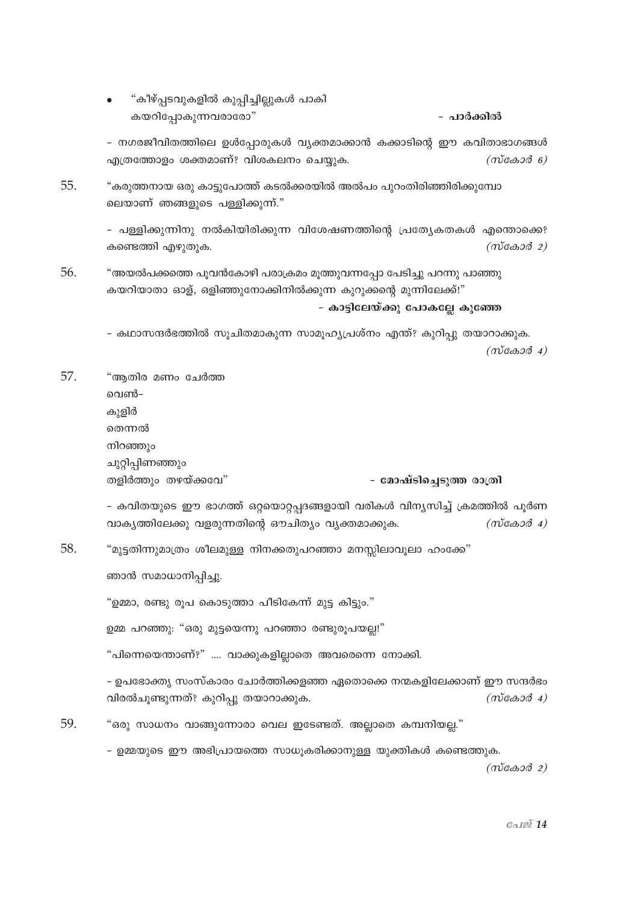- "കീഴ്പ്പടവുകളിൽ കുപ്പിച്ചില്ലുകൾ പാകി
  കയറിപ്പോകുന്നവരാരോ" - **പാർക്കിൽ**

- നഗരജീവിതത്തിലെ ഉൾപ്പോരുകൾ വ്യക്തമാക്കാൻ കക്കാടിന്റെ ഈ കവിതാഭാഗങ്ങൾ എത്രത്തോളം ശക്തമാണ്? വിശകലനം ചെയ്യുക. *(സ്കോർ 6)*

55. "കറുത്തനായ ഒരു കാട്ടുപോത്ത് കടൽക്കരയിൽ അൽപം പുറംതിരിഞ്ഞിരിക്കുമ്പോലെയാണ് ഞങ്ങളുടെ പള്ളിക്കുന്ന്."

- പള്ളിക്കുന്നിനു നൽകിയിരിക്കുന്ന വിശേഷണത്തിന്റെ പ്രത്യേകതകൾ എന്തൊക്കെ? കണ്ടെത്തി എഴുതുക. *(സ്കോർ 2)*

56. "അയൽപക്കത്തെ പൂവൻകോഴി പരാക്രമം മൂത്തുവന്നപ്പോ പേടിച്ചു പറന്നു പാഞ്ഞു കയറിയാതാ ഓള്, ഒളിഞ്ഞുനോക്കിനിൽക്കുന്ന കുറുക്കന്റെ മുന്നിലേക്ക്!"

**- കാട്ടിലേയ്ക്കു പോകല്ലേ കുഞ്ഞേ**

- കഥാസന്ദർഭത്തിൽ സൂചിതമാകുന്ന സാമൂഹ്യപ്രശ്നം എന്ത്? കുറിപ്പു തയാറാക്കുക. *(സ്കോർ 4)*

57. "ആതിര മണം ചേർത്ത
വെൺ-
കുളിർ
തെന്നൽ
നിറഞ്ഞും
ചുറ്റിപ്പിണഞ്ഞും
തളിർത്തും തഴയ്ക്കവേ" - **മോഷ്ടിച്ചെടുത്ത രാത്രി**

- കവിതയുടെ ഈ ഭാഗത്ത് ഒറ്റയൊറ്റപ്പദങ്ങളായി വരികൾ വിന്യസിച്ച് ക്രമത്തിൽ പൂർണ വാക്യത്തിലേക്കു വളരുന്നതിന്റെ ഔചിത്യം വ്യക്തമാക്കുക. *(സ്കോർ 4)*

58. "മുട്ടതിന്നുമാത്രം ശീലമുള്ള നിനക്കതുപറഞ്ഞാ മനസ്സിലാവൂലാ ഹംക്കേ"

ഞാൻ സമാധാനിപ്പിച്ചു.

"ഉമ്മാ, രണ്ടു രൂപ കൊടുത്താ പീടികേന്ന് മുട്ട കിട്ടും."

ഉമ്മ പറഞ്ഞു: "ഒരു മുട്ടയെന്നു പറഞ്ഞാ രണ്ടുരൂപയല്ല!"

"പിന്നെയെന്താണ്?" .... വാക്കുകളില്ലാതെ അവരെന്നെ നോക്കി.

- ഉപഭോക്തൃ സംസ്കാരം ചോർത്തിക്കളഞ്ഞ ഏതൊക്കെ നന്മകളിലേക്കാണ് ഈ സന്ദർഭം വിരൽചൂണ്ടുന്നത്? കുറിപ്പു തയാറാക്കുക. *(സ്കോർ 4)*

59. "ഒരു സാധനം വാങ്ങുന്നോരാ വെല ഇടേണ്ടത്. അല്ലാതെ കമ്പനിയല്ല."

- ഉമ്മയുടെ ഈ അഭിപ്രായത്തെ സാധൂകരിക്കാനുള്ള യുക്തികൾ കണ്ടെത്തുക. *(സ്കോർ 2)*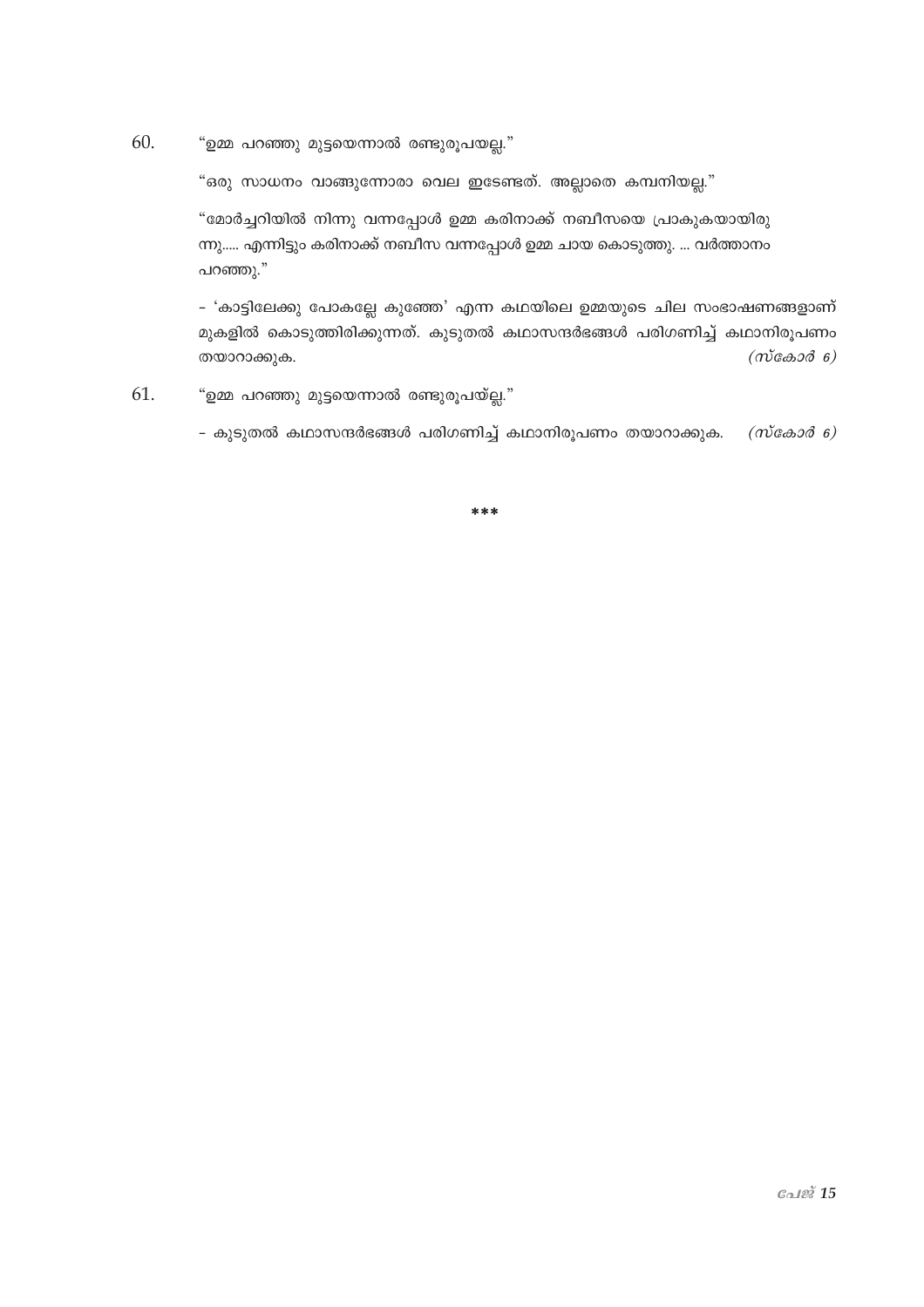60. “ഉമ്മ പറഞ്ഞു മുട്ടയെന്നാൽ രണ്ടുരൂപയല്ല.”

“ഒരു സാധനം വാങ്ങുന്നോരാ വെല ഇടേണ്ടത്. അല്ലാതെ കമ്പനിയല്ല.”

“മോർച്ചറിയിൽ നിന്നു വന്നപ്പോൾ ഉമ്മ കരിനാക്ക് നബീസയെ പ്രാകുകയായിരുന്നു..... എന്നിട്ടും കരിനാക്ക് നബീസ വന്നപ്പോൾ ഉമ്മ ചായ കൊടുത്തു. ... വർത്താനം പറഞ്ഞു.”

– ‘കാട്ടിലേക്കു പോകല്ലേ കുഞ്ഞേ’ എന്ന കഥയിലെ ഉമ്മയുടെ ചില സംഭാഷണങ്ങളാണ് മുകളിൽ കൊടുത്തിരിക്കുന്നത്. കൂടുതൽ കഥാസന്ദർഭങ്ങൾ പരിഗണിച്ച് കഥാനിരൂപണം തയാറാക്കുക. *(സ്കോർ 6)*

61. “ഉമ്മ പറഞ്ഞു മുട്ടയെന്നാൽ രണ്ടുരൂപയ്ല്ല.”

– കൂടുതൽ കഥാസന്ദർഭങ്ങൾ പരിഗണിച്ച് കഥാനിരൂപണം തയാറാക്കുക. *(സ്കോർ 6)*

***